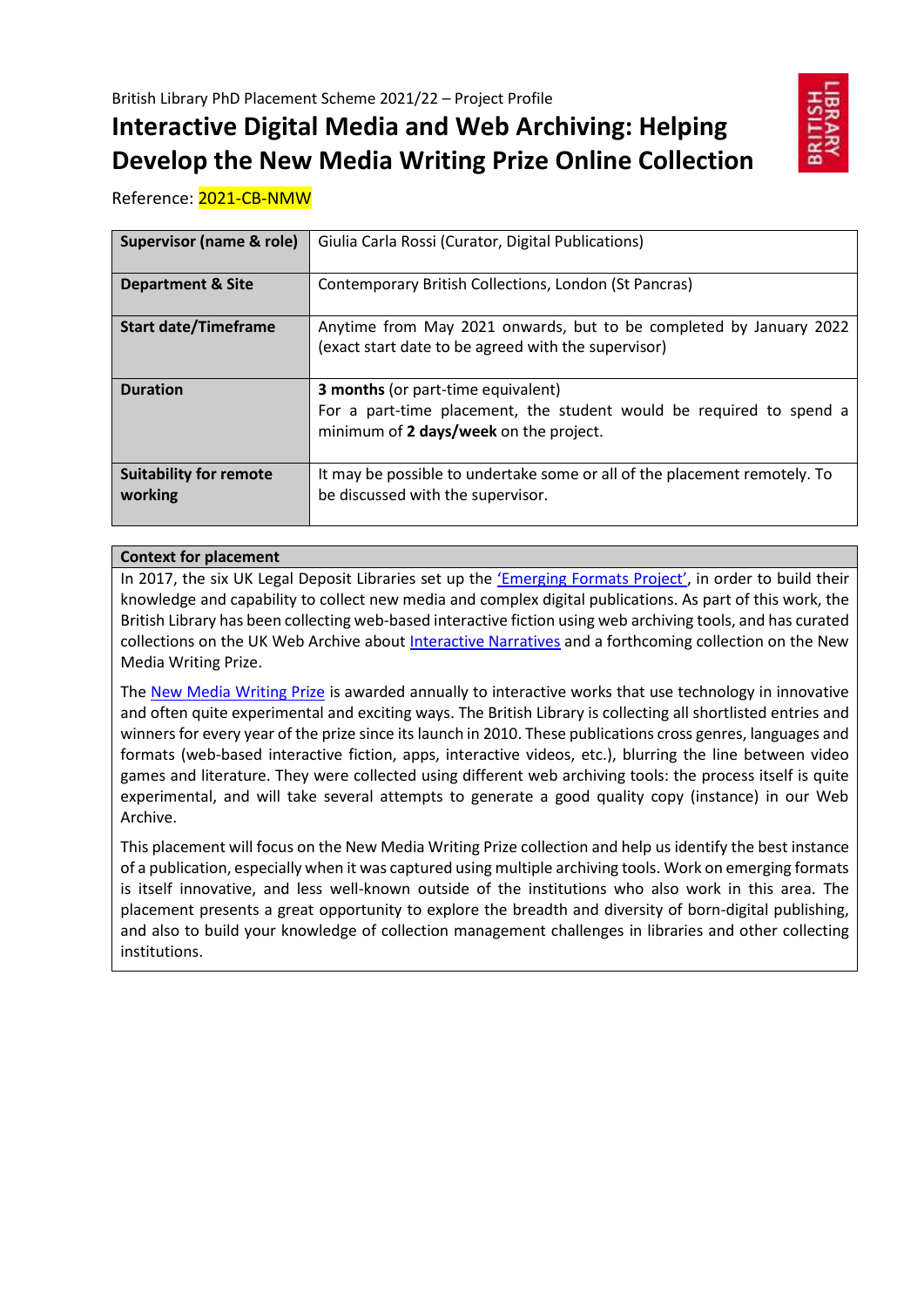British Library PhD Placement Scheme 2021/22 – Project Profile

# Interactive Digital Media and Web Archiving: Helping Develop the New Media Writing Prize Online Collection

Reference: 2021-CB-NMW

| **Supervisor (name & role)** | Giulia Carla Rossi (Curator, Digital Publications) |
|---|---|
| **Department & Site** | Contemporary British Collections, London (St Pancras) |
| **Start date/Timeframe** | Anytime from May 2021 onwards, but to be completed by January 2022 (exact start date to be agreed with the supervisor) |
| **Duration** | **3 months** (or part-time equivalent)<br>For a part-time placement, the student would be required to spend a minimum of **2 days/week** on the project. |
| **Suitability for remote working** | It may be possible to undertake some or all of the placement remotely. To be discussed with the supervisor. |

## Context for placement

In 2017, the six UK Legal Deposit Libraries set up the 'Emerging Formats Project', in order to build their knowledge and capability to collect new media and complex digital publications. As part of this work, the British Library has been collecting web-based interactive fiction using web archiving tools, and has curated collections on the UK Web Archive about Interactive Narratives and a forthcoming collection on the New Media Writing Prize.

The New Media Writing Prize is awarded annually to interactive works that use technology in innovative and often quite experimental and exciting ways. The British Library is collecting all shortlisted entries and winners for every year of the prize since its launch in 2010. These publications cross genres, languages and formats (web-based interactive fiction, apps, interactive videos, etc.), blurring the line between video games and literature. They were collected using different web archiving tools: the process itself is quite experimental, and will take several attempts to generate a good quality copy (instance) in our Web Archive.

This placement will focus on the New Media Writing Prize collection and help us identify the best instance of a publication, especially when it was captured using multiple archiving tools. Work on emerging formats is itself innovative, and less well-known outside of the institutions who also work in this area. The placement presents a great opportunity to explore the breadth and diversity of born-digital publishing, and also to build your knowledge of collection management challenges in libraries and other collecting institutions.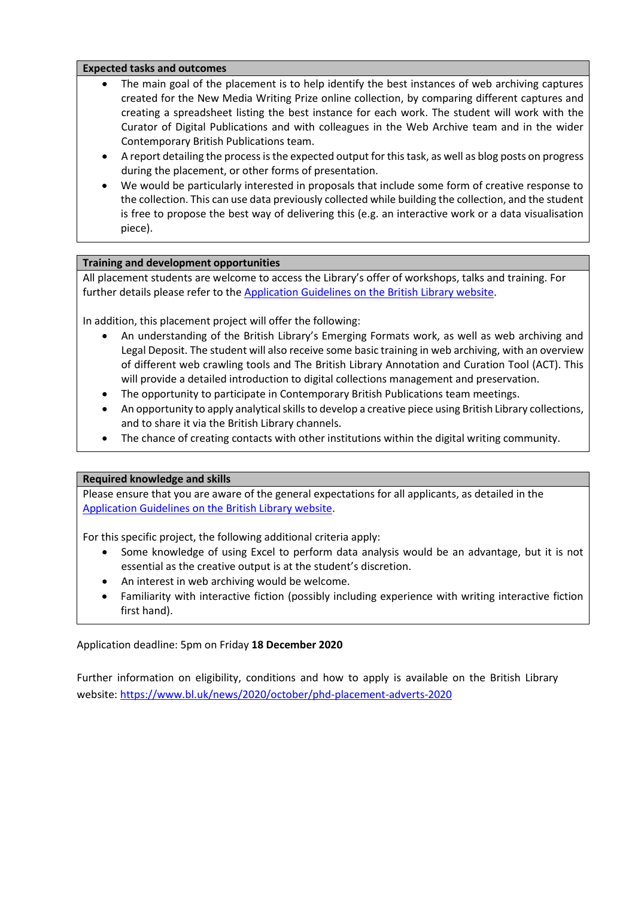**Expected tasks and outcomes**

- The main goal of the placement is to help identify the best instances of web archiving captures created for the New Media Writing Prize online collection, by comparing different captures and creating a spreadsheet listing the best instance for each work. The student will work with the Curator of Digital Publications and with colleagues in the Web Archive team and in the wider Contemporary British Publications team.
- A report detailing the process is the expected output for this task, as well as blog posts on progress during the placement, or other forms of presentation.
- We would be particularly interested in proposals that include some form of creative response to the collection. This can use data previously collected while building the collection, and the student is free to propose the best way of delivering this (e.g. an interactive work or a data visualisation piece).

**Training and development opportunities**

All placement students are welcome to access the Library's offer of workshops, talks and training. For further details please refer to the [Application Guidelines on the British Library website](https://www.bl.uk/news/2020/october/phd-placement-adverts-2020).

In addition, this placement project will offer the following:

- An understanding of the British Library's Emerging Formats work, as well as web archiving and Legal Deposit. The student will also receive some basic training in web archiving, with an overview of different web crawling tools and The British Library Annotation and Curation Tool (ACT). This will provide a detailed introduction to digital collections management and preservation.
- The opportunity to participate in Contemporary British Publications team meetings.
- An opportunity to apply analytical skills to develop a creative piece using British Library collections, and to share it via the British Library channels.
- The chance of creating contacts with other institutions within the digital writing community.

**Required knowledge and skills**

Please ensure that you are aware of the general expectations for all applicants, as detailed in the [Application Guidelines on the British Library website](https://www.bl.uk/news/2020/october/phd-placement-adverts-2020).

For this specific project, the following additional criteria apply:

- Some knowledge of using Excel to perform data analysis would be an advantage, but it is not essential as the creative output is at the student's discretion.
- An interest in web archiving would be welcome.
- Familiarity with interactive fiction (possibly including experience with writing interactive fiction first hand).

Application deadline: 5pm on Friday **18 December 2020**

Further information on eligibility, conditions and how to apply is available on the British Library website: https://www.bl.uk/news/2020/october/phd-placement-adverts-2020